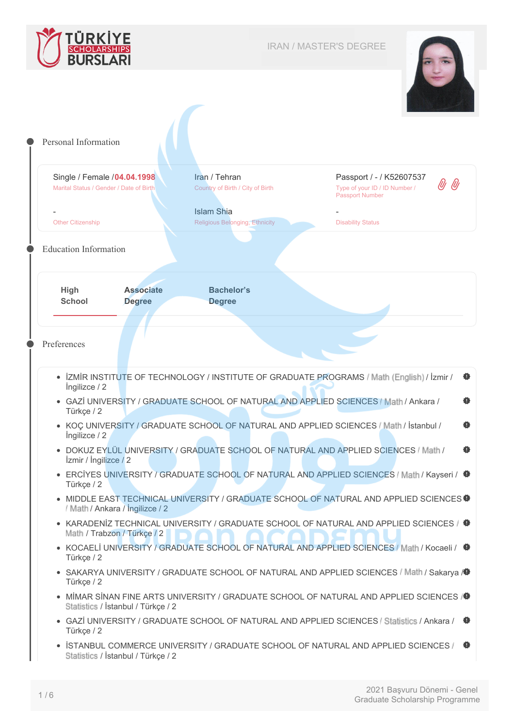TÜRKİYE SCHOLARSHIPS BURSLARI

IRAN / MASTER'S DEGREE

## Personal Information

| | | |
|---|---|---|
| Single / Female / **04.04.1998**<br>Marital Status / Gender / Date of Birth | Iran / Tehran<br>Country of Birth / City of Birth | Passport / - / K52607537<br>Type of your ID / ID Number / Passport Number |
| -<br>Other Citizenship | Islam Shia<br>Religious Belonging, Ethnicity | -<br>Disability Status |

## Education Information

**High School** | **Associate Degree** | **Bachelor's Degree**

## Preferences

- İZMİR INSTITUTE OF TECHNOLOGY / INSTITUTE OF GRADUATE PROGRAMS / Math (English) / İzmir / İngilizce / 2
- GAZİ UNIVERSITY / GRADUATE SCHOOL OF NATURAL AND APPLIED SCIENCES / Math / Ankara / Türkçe / 2
- KOÇ UNIVERSITY / GRADUATE SCHOOL OF NATURAL AND APPLIED SCIENCES / Math / İstanbul / İngilizce / 2
- DOKUZ EYLÜL UNIVERSITY / GRADUATE SCHOOL OF NATURAL AND APPLIED SCIENCES / Math / İzmir / İngilizce / 2
- ERCİYES UNIVERSITY / GRADUATE SCHOOL OF NATURAL AND APPLIED SCIENCES / Math / Kayseri / Türkçe / 2
- MIDDLE EAST TECHNICAL UNIVERSITY / GRADUATE SCHOOL OF NATURAL AND APPLIED SCIENCES / Math / Ankara / İngilizce / 2
- KARADENİZ TECHNICAL UNIVERSITY / GRADUATE SCHOOL OF NATURAL AND APPLIED SCIENCES / Math / Trabzon / Türkçe / 2
- KOCAELİ UNIVERSITY / GRADUATE SCHOOL OF NATURAL AND APPLIED SCIENCES / Math / Kocaeli / Türkçe / 2
- SAKARYA UNIVERSITY / GRADUATE SCHOOL OF NATURAL AND APPLIED SCIENCES / Math / Sakarya / Türkçe / 2
- MİMAR SİNAN FINE ARTS UNIVERSITY / GRADUATE SCHOOL OF NATURAL AND APPLIED SCIENCES / Statistics / İstanbul / Türkçe / 2
- GAZİ UNIVERSITY / GRADUATE SCHOOL OF NATURAL AND APPLIED SCIENCES / Statistics / Ankara / Türkçe / 2
- İSTANBUL COMMERCE UNIVERSITY / GRADUATE SCHOOL OF NATURAL AND APPLIED SCIENCES / Statistics / İstanbul / Türkçe / 2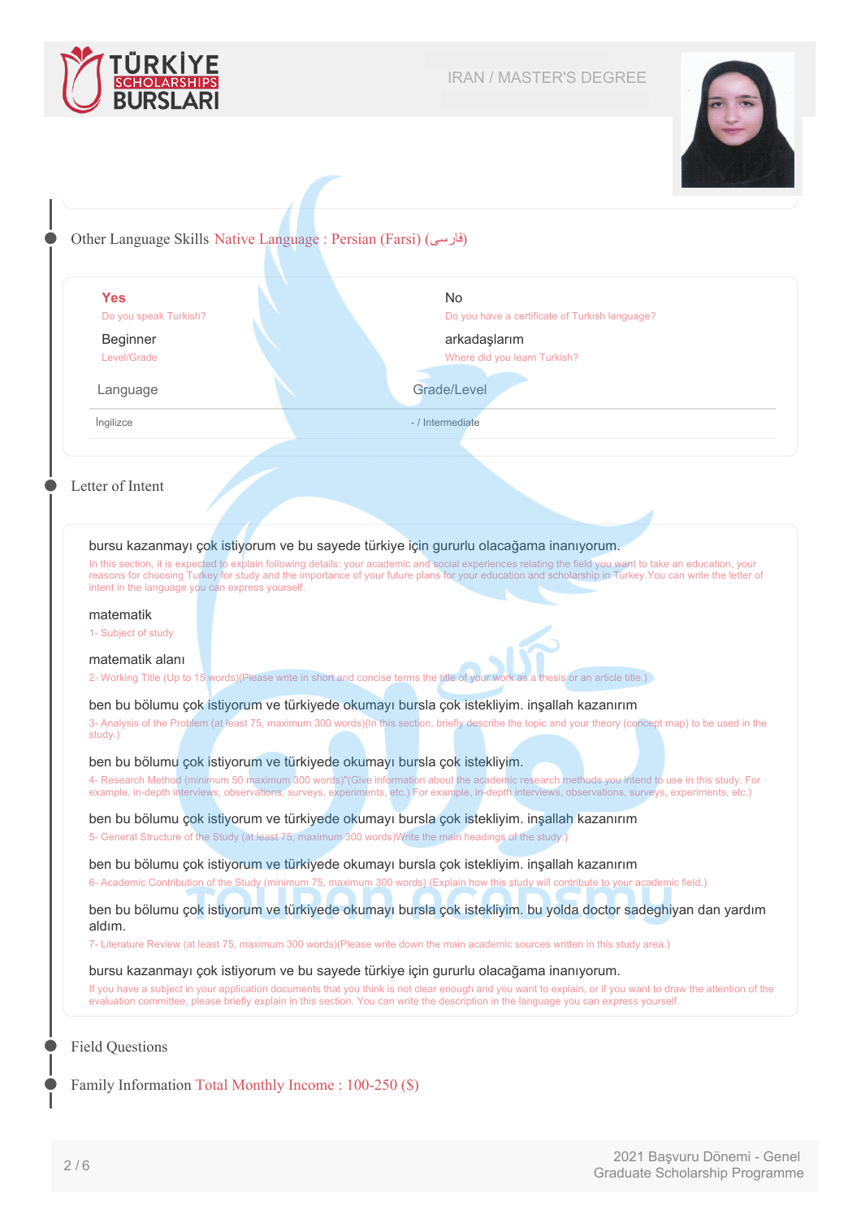IRAN / MASTER'S DEGREE

## Other Language Skills Native Language : Persian (Farsi) (فارسی)

| | |
|---|---|
| **Yes** | No |
| Do you speak Turkish? | Do you have a certificate of Turkish language? |
| Beginner | arkadaşlarım |
| Level/Grade | Where did you learn Turkish? |

| Language | Grade/Level |
|---|---|
| İngilizce | - / Intermediate |

## Letter of Intent

bursu kazanmayı çok istiyorum ve bu sayede türkiye için gururlu olacağama inanıyorum.

In this section, it is expected to explain following details: your academic and social experiences relating the field you want to take an education, your reasons for choosing Turkey for study and the importance of your future plans for your education and scholarship in Turkey.You can write the letter of intent in the language you can express yourself.

matematik

1- Subject of study

matematik alanı

2- Working Title (Up to 15 words)(Please write in short and concise terms the title of your work as a thesis or an article title.)

ben bu bölumu çok istiyorum ve türkiyede okumayı bursla çok istekliyim. inşallah kazanırım

3- Analysis of the Problem (at least 75, maximum 300 words)(In this section, briefly describe the topic and your theory (concept map) to be used in the study.)

ben bu bölumu çok istiyorum ve türkiyede okumayı bursla çok istekliyim.

4- Research Method (minimum 50 maximum 300 words)"(Give information about the academic research methods you intend to use in this study. For example, in-depth interviews, observations, surveys, experiments, etc.) For example, in-depth interviews, observations, surveys, experiments, etc.)

ben bu bölumu çok istiyorum ve türkiyede okumayı bursla çok istekliyim. inşallah kazanırım

5- General Structure of the Study (at least 75, maximum 300 words)Write the main headings of the study.)

ben bu bölumu çok istiyorum ve türkiyede okumayı bursla çok istekliyim. inşallah kazanırım

6- Academic Contribution of the Study (minimum 75, maximum 300 words) (Explain how this study will contribute to your academic field.)

ben bu bölumu çok istiyorum ve türkiyede okumayı bursla çok istekliyim. bu yolda doctor sadeghiyan dan yardım aldım.

7- Literature Review (at least 75, maximum 300 words)(Please write down the main academic sources written in this study area.)

bursu kazanmayı çok istiyorum ve bu sayede türkiye için gururlu olacağama inanıyorum.

If you have a subject in your application documents that you think is not clear enough and you want to explain, or if you want to draw the attention of the evaluation committee, please briefly explain in this section. You can write the description in the language you can express yourself.

## Field Questions

## Family Information Total Monthly Income : 100-250 ($)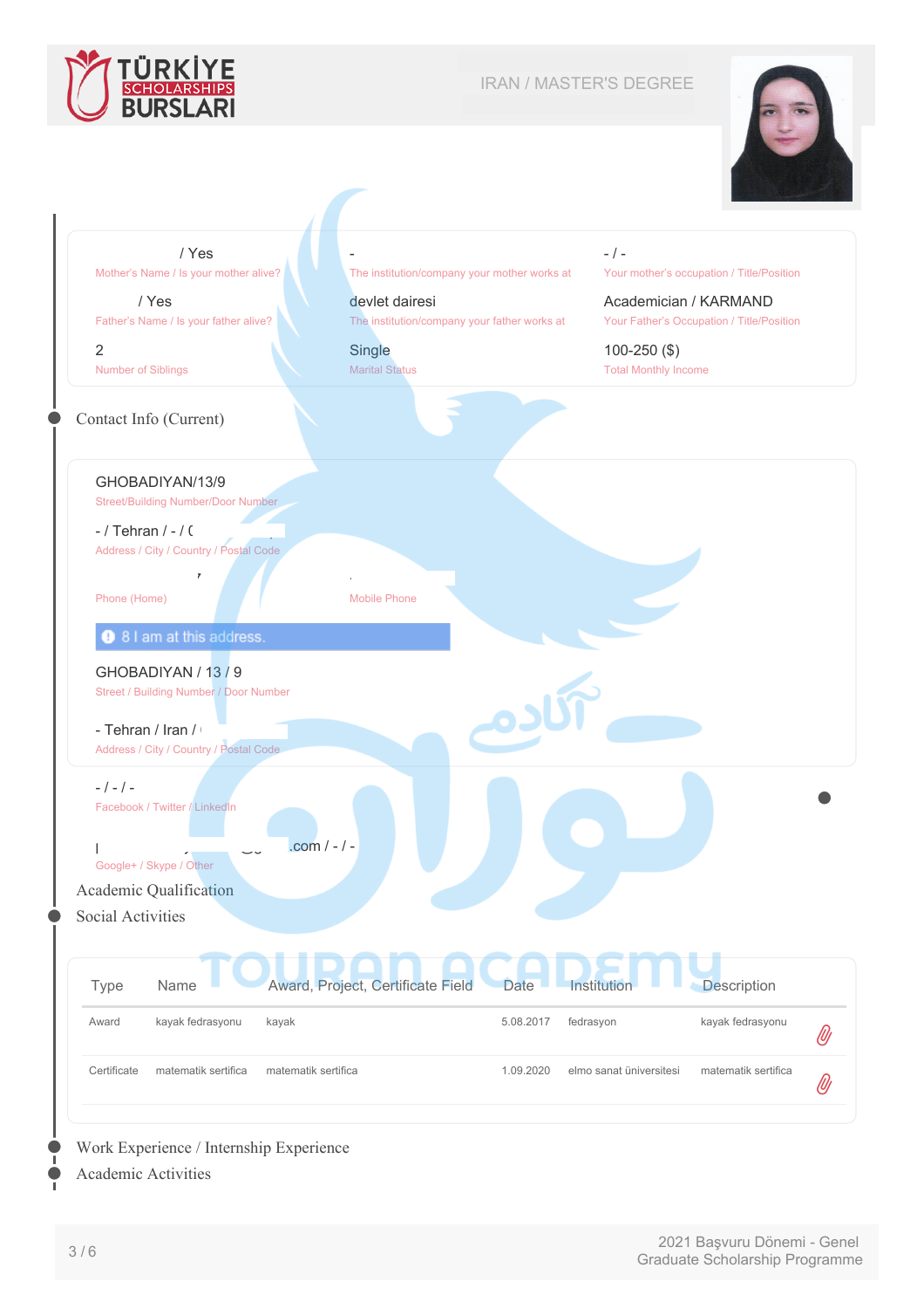IRAN / MASTER'S DEGREE

| | | |
|---|---|---|
| / Yes | - | - / - |
| Mother's Name / Is your mother alive? | The institution/company your mother works at | Your mother's occupation / Title/Position |
| / Yes | devlet dairesi | Academician / KARMAND |
| Father's Name / Is your father alive? | The institution/company your father works at | Your Father's Occupation / Title/Position |
| 2 | Single | 100-250 ($) |
| Number of Siblings | Marital Status | Total Monthly Income |

## Contact Info (Current)

GHOBADIYAN/13/9
Street/Building Number/Door Number

- / Tehran / - / (
Address / City / Country / Postal Code

Phone (Home)

Mobile Phone

8 I am at this address.

GHOBADIYAN / 13 / 9
Street / Building Number / Door Number

- Tehran / Iran /
Address / City / Country / Postal Code

- / - / -
Facebook / Twitter / LinkedIn

.com / - / -
Google+ / Skype / Other

## Academic Qualification

## Social Activities

| Type | Name | Award, Project, Certificate Field | Date | Institution | Description |
|---|---|---|---|---|---|
| Award | kayak fedrasyonu | kayak | 5.08.2017 | fedrasyon | kayak fedrasyonu |
| Certificate | matematik sertifica | matematik sertifica | 1.09.2020 | elmo sanat üniversitesi | matematik sertifica |

## Work Experience / Internship Experience

## Academic Activities

2021 Başvuru Dönemi - Genel
Graduate Scholarship Programme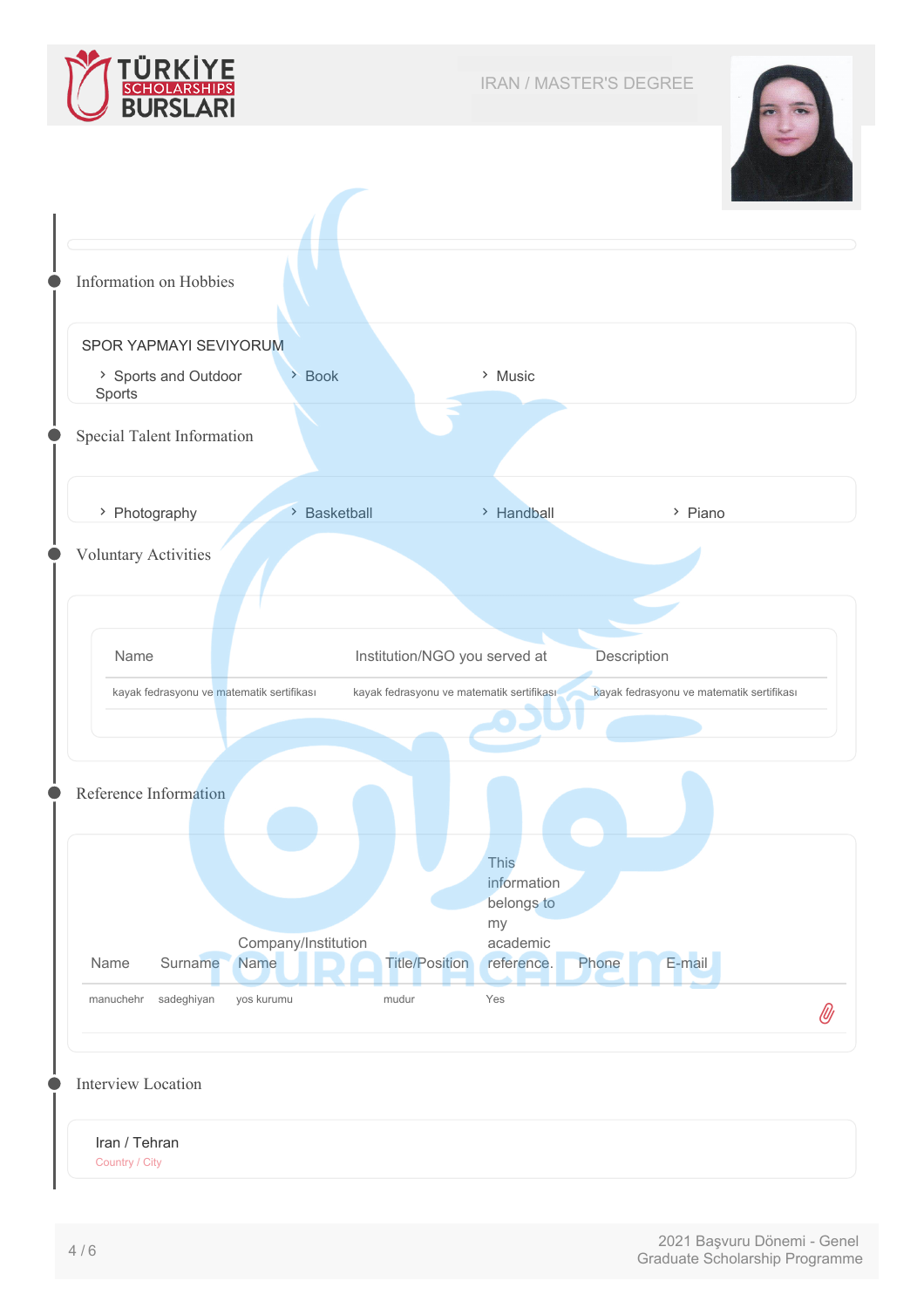IRAN / MASTER'S DEGREE

## Information on Hobbies

SPOR YAPMAYI SEVIYORUM

- Sports and Outdoor Sports
- Book
- Music

## Special Talent Information

- Photography
- Basketball
- Handball
- Piano

## Voluntary Activities

| Name | Institution/NGO you served at | Description |
|---|---|---|
| kayak fedrasyonu ve matematik sertifikası | kayak fedrasyonu ve matematik sertifikası | kayak fedrasyonu ve matematik sertifikası |

## Reference Information

| Name | Surname | Company/Institution Name | Title/Position | This information belongs to my academic reference. | Phone | E-mail |
|---|---|---|---|---|---|---|
| manuchehr | sadeghiyan | yos kurumu | mudur | Yes | | |

## Interview Location

Iran / Tehran

Country / City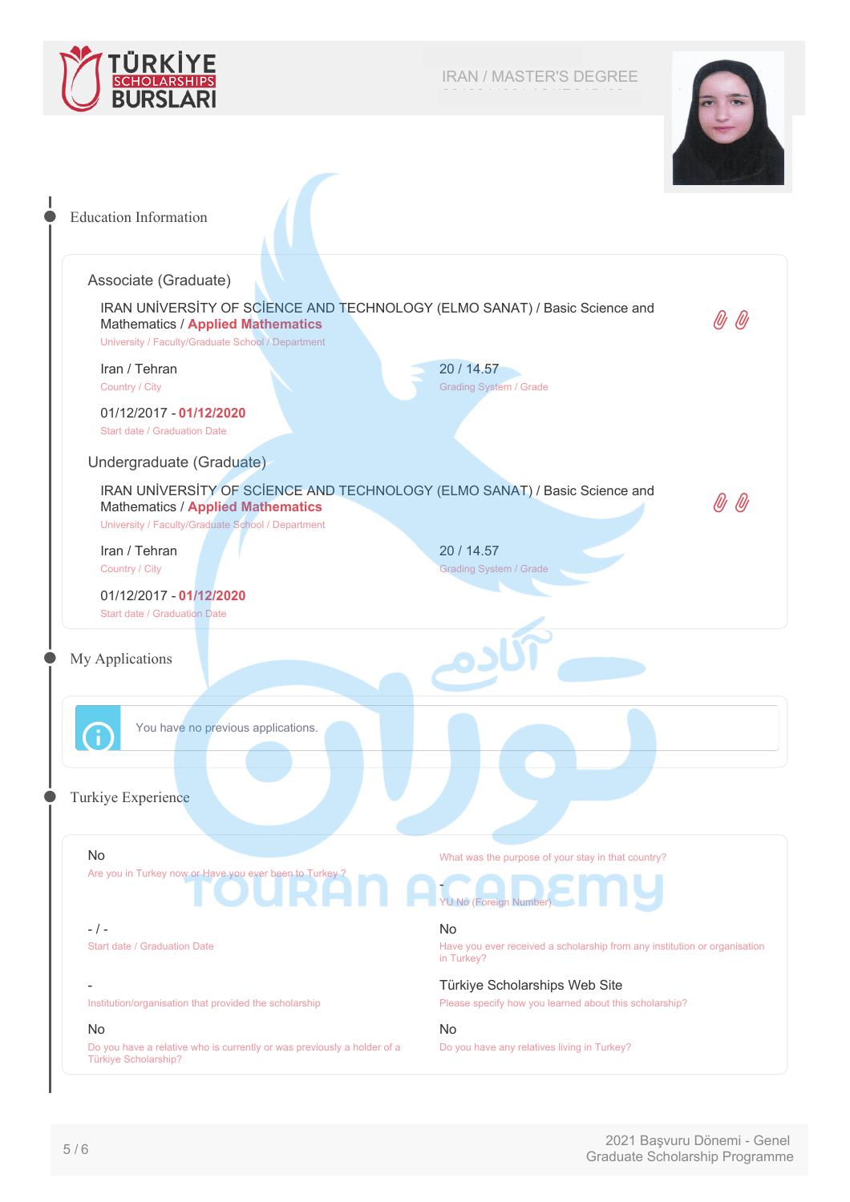IRAN / MASTER'S DEGREE

## Education Information

### Associate (Graduate)

IRAN UNİVERSİTY OF SCİENCE AND TECHNOLOGY (ELMO SANAT) / Basic Science and Mathematics / **Applied Mathematics**
University / Faculty/Graduate School / Department

Iran / Tehran
Country / City

20 / 14.57
Grading System / Grade

01/12/2017 - **01/12/2020**
Start date / Graduation Date

### Undergraduate (Graduate)

IRAN UNİVERSİTY OF SCİENCE AND TECHNOLOGY (ELMO SANAT) / Basic Science and Mathematics / **Applied Mathematics**
University / Faculty/Graduate School / Department

Iran / Tehran
Country / City

20 / 14.57
Grading System / Grade

01/12/2017 - **01/12/2020**
Start date / Graduation Date

## My Applications

You have no previous applications.

## Turkiye Experience

No
Are you in Turkey now or Have you ever been to Turkey ?

What was the purpose of your stay in that country?

-
YU No (Foreign Number)

- / -
Start date / Graduation Date

No
Have you ever received a scholarship from any institution or organisation in Turkey?

-
Institution/organisation that provided the scholarship

Türkiye Scholarships Web Site
Please specify how you learned about this scholarship?

No
Do you have a relative who is currently or was previously a holder of a Türkiye Scholarship?

No
Do you have any relatives living in Turkey?